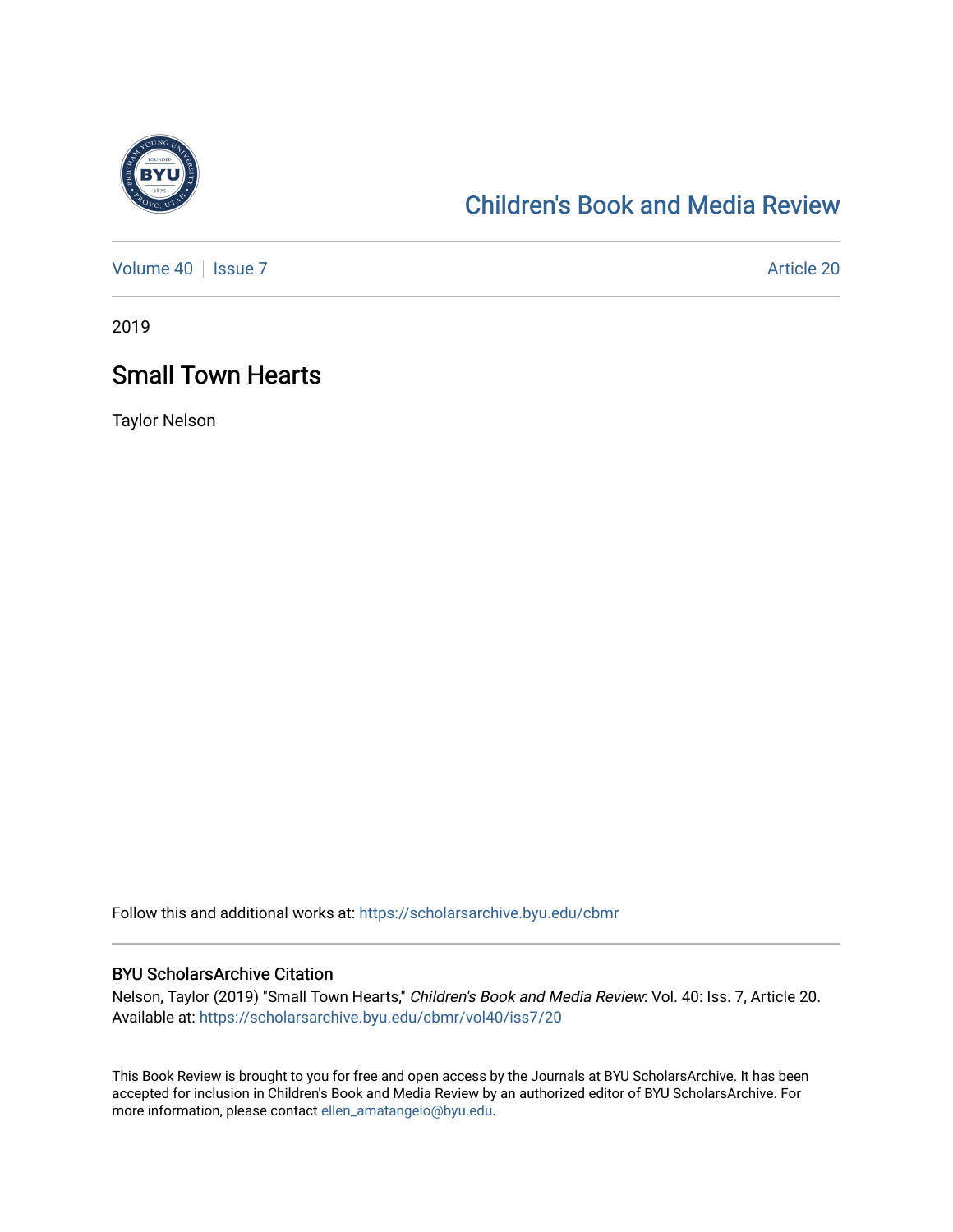Children's Book and Media Review

Volume 40 | Issue 7 Article 20

2019

# Small Town Hearts

Taylor Nelson

Follow this and additional works at: https://scholarsarchive.byu.edu/cbmr

## BYU ScholarsArchive Citation

Nelson, Taylor (2019) "Small Town Hearts," *Children's Book and Media Review*: Vol. 40: Iss. 7, Article 20. Available at: https://scholarsarchive.byu.edu/cbmr/vol40/iss7/20

This Book Review is brought to you for free and open access by the Journals at BYU ScholarsArchive. It has been accepted for inclusion in Children's Book and Media Review by an authorized editor of BYU ScholarsArchive. For more information, please contact ellen_amatangelo@byu.edu.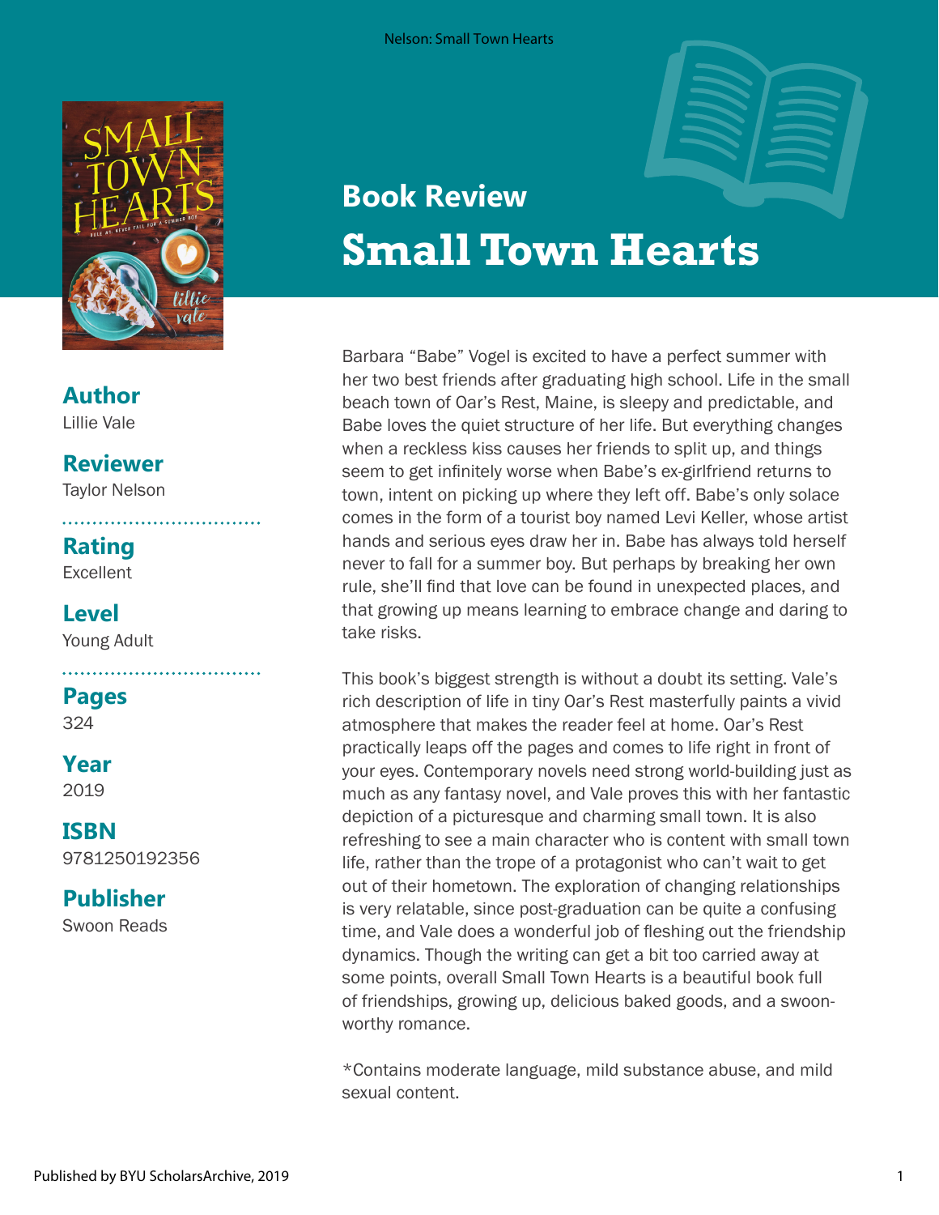## Book Review

# Small Town Hearts

**Author**
Lillie Vale

**Reviewer**
Taylor Nelson

**Rating**
Excellent

**Level**
Young Adult

**Pages**
324

**Year**
2019

**ISBN**
9781250192356

**Publisher**
Swoon Reads

Barbara "Babe" Vogel is excited to have a perfect summer with her two best friends after graduating high school. Life in the small beach town of Oar's Rest, Maine, is sleepy and predictable, and Babe loves the quiet structure of her life. But everything changes when a reckless kiss causes her friends to split up, and things seem to get infinitely worse when Babe's ex-girlfriend returns to town, intent on picking up where they left off. Babe's only solace comes in the form of a tourist boy named Levi Keller, whose artist hands and serious eyes draw her in. Babe has always told herself never to fall for a summer boy. But perhaps by breaking her own rule, she'll find that love can be found in unexpected places, and that growing up means learning to embrace change and daring to take risks.

This book's biggest strength is without a doubt its setting. Vale's rich description of life in tiny Oar's Rest masterfully paints a vivid atmosphere that makes the reader feel at home. Oar's Rest practically leaps off the pages and comes to life right in front of your eyes. Contemporary novels need strong world-building just as much as any fantasy novel, and Vale proves this with her fantastic depiction of a picturesque and charming small town. It is also refreshing to see a main character who is content with small town life, rather than the trope of a protagonist who can't wait to get out of their hometown. The exploration of changing relationships is very relatable, since post-graduation can be quite a confusing time, and Vale does a wonderful job of fleshing out the friendship dynamics. Though the writing can get a bit too carried away at some points, overall Small Town Hearts is a beautiful book full of friendships, growing up, delicious baked goods, and a swoon-worthy romance.

*Contains moderate language, mild substance abuse, and mild sexual content.